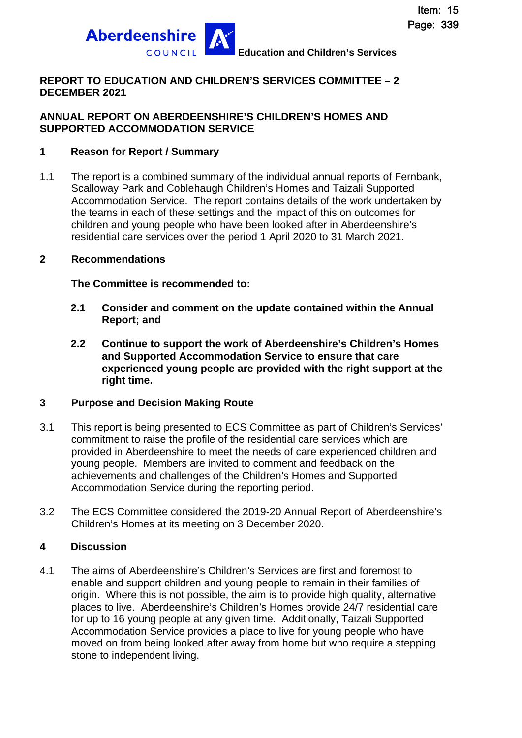Aberdeenshire COUNCIL **Education and Children's Services**

**REPORT TO EDUCATION AND CHILDREN'S SERVICES COMMITTEE – 2 DECEMBER 2021**

**ANNUAL REPORT ON ABERDEENSHIRE'S CHILDREN'S HOMES AND SUPPORTED ACCOMMODATION SERVICE**

## 1 Reason for Report / Summary

1.1 The report is a combined summary of the individual annual reports of Fernbank, Scalloway Park and Coblehaugh Children's Homes and Taizali Supported Accommodation Service. The report contains details of the work undertaken by the teams in each of these settings and the impact of this on outcomes for children and young people who have been looked after in Aberdeenshire's residential care services over the period 1 April 2020 to 31 March 2021.

## 2 Recommendations

**The Committee is recommended to:**

**2.1 Consider and comment on the update contained within the Annual Report; and**

**2.2 Continue to support the work of Aberdeenshire's Children's Homes and Supported Accommodation Service to ensure that care experienced young people are provided with the right support at the right time.**

## 3 Purpose and Decision Making Route

3.1 This report is being presented to ECS Committee as part of Children's Services' commitment to raise the profile of the residential care services which are provided in Aberdeenshire to meet the needs of care experienced children and young people. Members are invited to comment and feedback on the achievements and challenges of the Children's Homes and Supported Accommodation Service during the reporting period.

3.2 The ECS Committee considered the 2019-20 Annual Report of Aberdeenshire's Children's Homes at its meeting on 3 December 2020.

## 4 Discussion

4.1 The aims of Aberdeenshire's Children's Services are first and foremost to enable and support children and young people to remain in their families of origin. Where this is not possible, the aim is to provide high quality, alternative places to live. Aberdeenshire's Children's Homes provide 24/7 residential care for up to 16 young people at any given time. Additionally, Taizali Supported Accommodation Service provides a place to live for young people who have moved on from being looked after away from home but who require a stepping stone to independent living.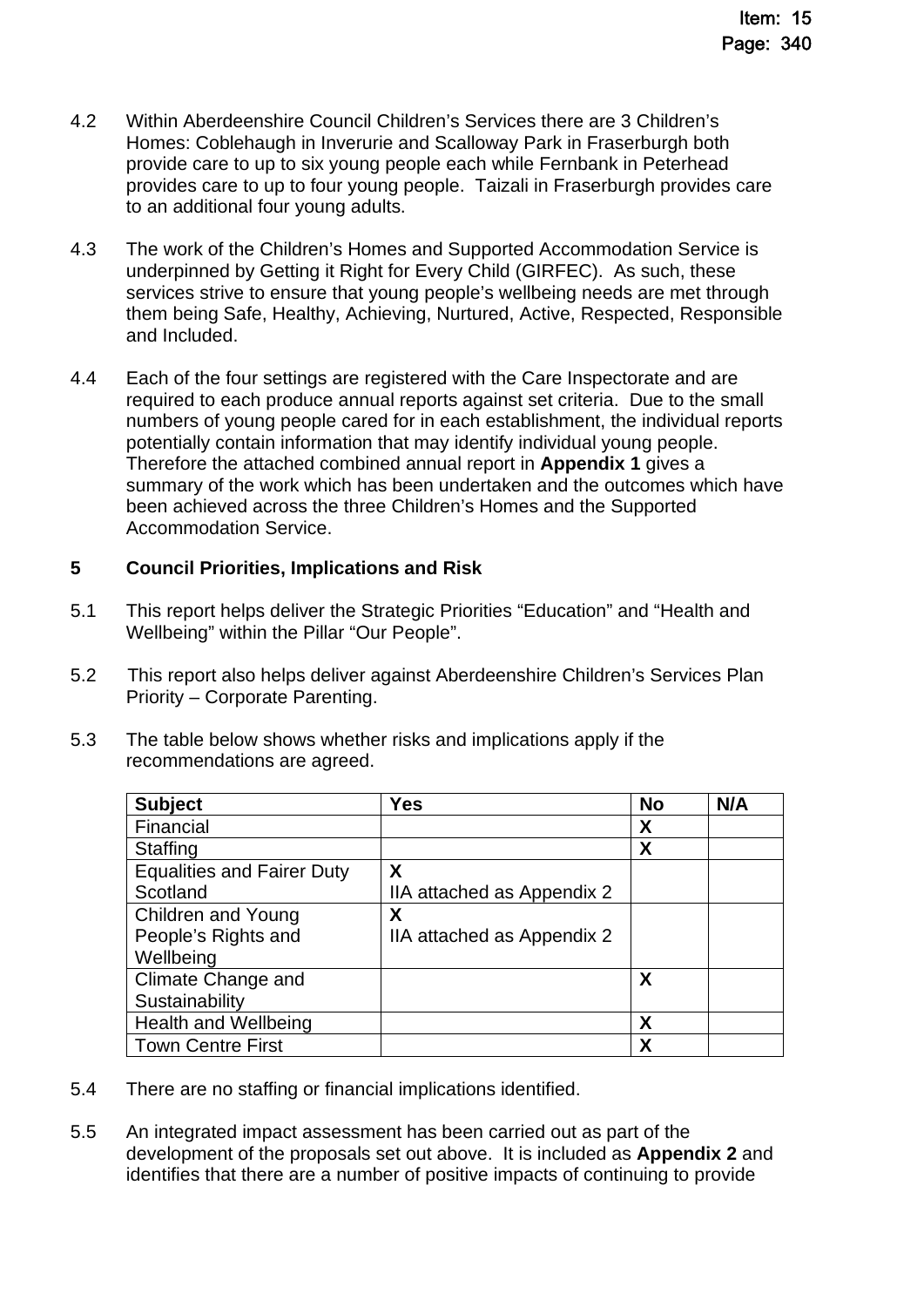4.2 Within Aberdeenshire Council Children's Services there are 3 Children's Homes: Coblehaugh in Inverurie and Scalloway Park in Fraserburgh both provide care to up to six young people each while Fernbank in Peterhead provides care to up to four young people. Taizali in Fraserburgh provides care to an additional four young adults.

4.3 The work of the Children's Homes and Supported Accommodation Service is underpinned by Getting it Right for Every Child (GIRFEC). As such, these services strive to ensure that young people's wellbeing needs are met through them being Safe, Healthy, Achieving, Nurtured, Active, Respected, Responsible and Included.

4.4 Each of the four settings are registered with the Care Inspectorate and are required to each produce annual reports against set criteria. Due to the small numbers of young people cared for in each establishment, the individual reports potentially contain information that may identify individual young people. Therefore the attached combined annual report in **Appendix 1** gives a summary of the work which has been undertaken and the outcomes which have been achieved across the three Children's Homes and the Supported Accommodation Service.

## 5 Council Priorities, Implications and Risk

5.1 This report helps deliver the Strategic Priorities "Education" and "Health and Wellbeing" within the Pillar "Our People".

5.2 This report also helps deliver against Aberdeenshire Children's Services Plan Priority – Corporate Parenting.

5.3 The table below shows whether risks and implications apply if the recommendations are agreed.

| Subject | Yes | No | N/A |
|---|---|---|---|
| Financial | | X | |
| Staffing | | X | |
| Equalities and Fairer Duty Scotland | X<br>IIA attached as Appendix 2 | | |
| Children and Young People's Rights and Wellbeing | X<br>IIA attached as Appendix 2 | | |
| Climate Change and Sustainability | | X | |
| Health and Wellbeing | | X | |
| Town Centre First | | X | |

5.4 There are no staffing or financial implications identified.

5.5 An integrated impact assessment has been carried out as part of the development of the proposals set out above. It is included as **Appendix 2** and identifies that there are a number of positive impacts of continuing to provide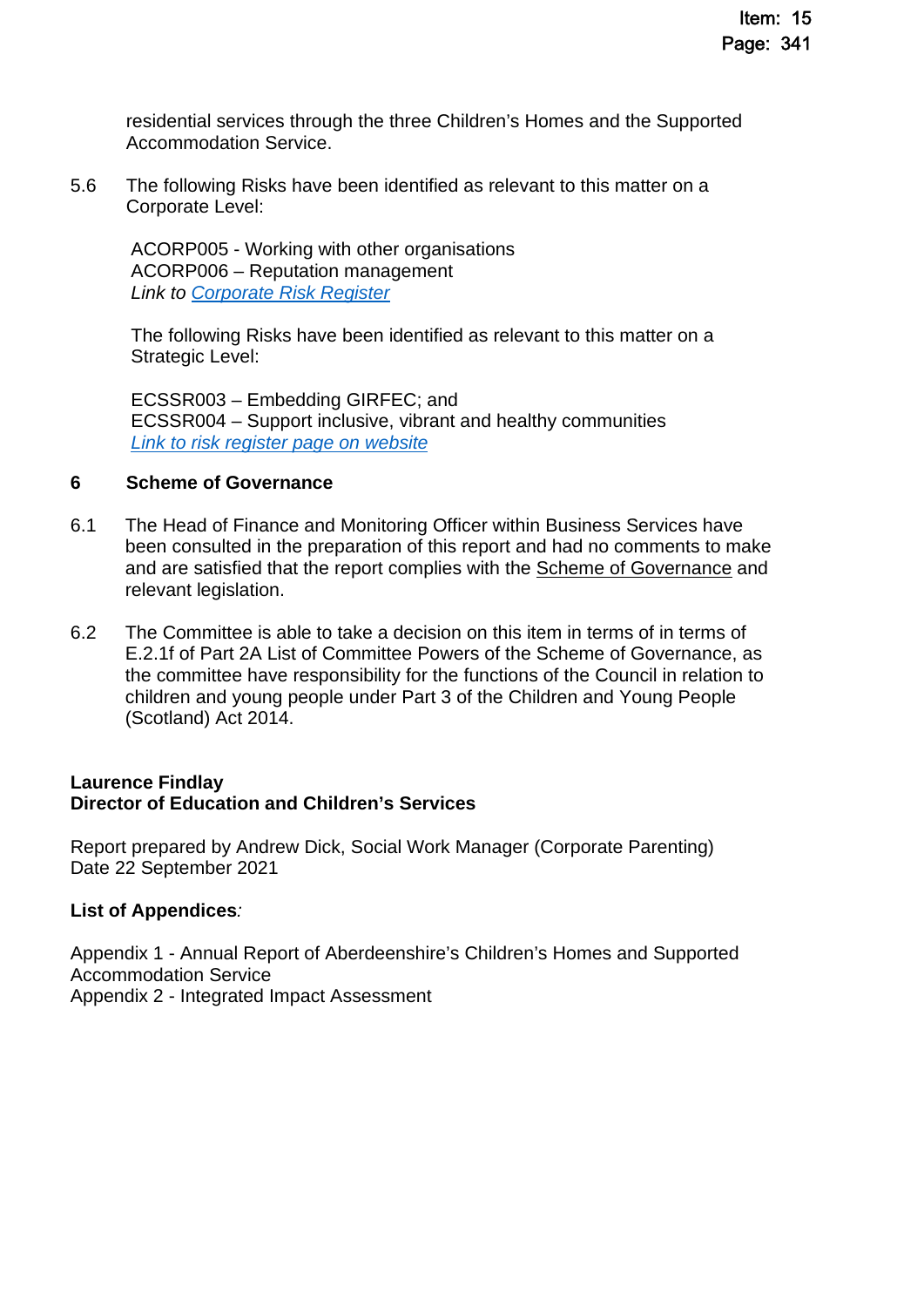residential services through the three Children's Homes and the Supported Accommodation Service.

5.6 The following Risks have been identified as relevant to this matter on a Corporate Level:

ACORP005 - Working with other organisations
ACORP006 – Reputation management
*Link to Corporate Risk Register*

The following Risks have been identified as relevant to this matter on a Strategic Level:

ECSSR003 – Embedding GIRFEC; and
ECSSR004 – Support inclusive, vibrant and healthy communities
*Link to risk register page on website*

## 6 Scheme of Governance

6.1 The Head of Finance and Monitoring Officer within Business Services have been consulted in the preparation of this report and had no comments to make and are satisfied that the report complies with the Scheme of Governance and relevant legislation.

6.2 The Committee is able to take a decision on this item in terms of in terms of E.2.1f of Part 2A List of Committee Powers of the Scheme of Governance, as the committee have responsibility for the functions of the Council in relation to children and young people under Part 3 of the Children and Young People (Scotland) Act 2014.

**Laurence Findlay**
**Director of Education and Children's Services**

Report prepared by Andrew Dick, Social Work Manager (Corporate Parenting)
Date 22 September 2021

**List of Appendices***:*

Appendix 1 - Annual Report of Aberdeenshire's Children's Homes and Supported Accommodation Service
Appendix 2 - Integrated Impact Assessment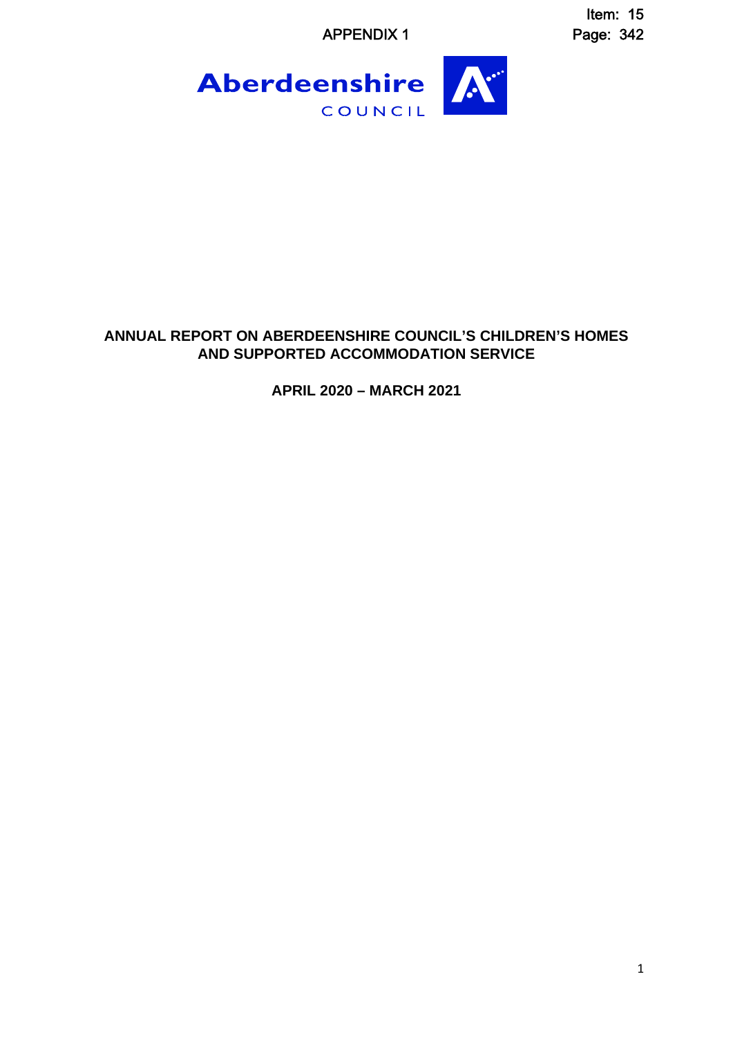APPENDIX 1

Aberdeenshire COUNCIL

# ANNUAL REPORT ON ABERDEENSHIRE COUNCIL'S CHILDREN'S HOMES AND SUPPORTED ACCOMMODATION SERVICE

## APRIL 2020 – MARCH 2021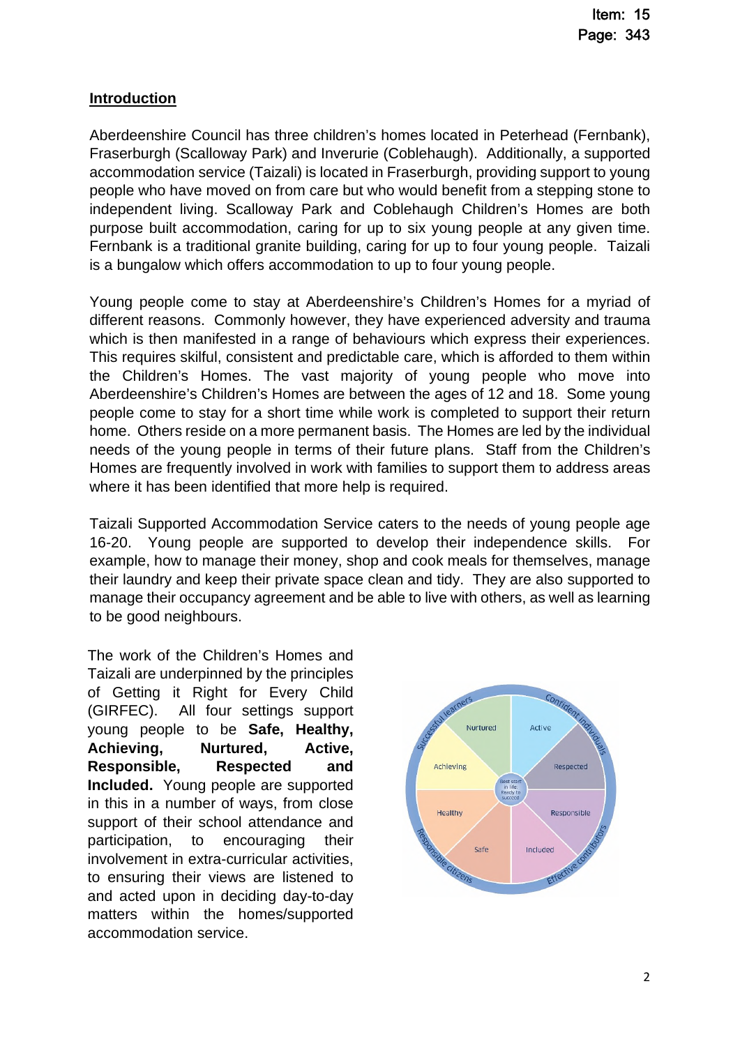## Introduction

Aberdeenshire Council has three children's homes located in Peterhead (Fernbank), Fraserburgh (Scalloway Park) and Inverurie (Coblehaugh). Additionally, a supported accommodation service (Taizali) is located in Fraserburgh, providing support to young people who have moved on from care but who would benefit from a stepping stone to independent living. Scalloway Park and Coblehaugh Children's Homes are both purpose built accommodation, caring for up to six young people at any given time. Fernbank is a traditional granite building, caring for up to four young people. Taizali is a bungalow which offers accommodation to up to four young people.

Young people come to stay at Aberdeenshire's Children's Homes for a myriad of different reasons. Commonly however, they have experienced adversity and trauma which is then manifested in a range of behaviours which express their experiences. This requires skilful, consistent and predictable care, which is afforded to them within the Children's Homes. The vast majority of young people who move into Aberdeenshire's Children's Homes are between the ages of 12 and 18. Some young people come to stay for a short time while work is completed to support their return home. Others reside on a more permanent basis. The Homes are led by the individual needs of the young people in terms of their future plans. Staff from the Children's Homes are frequently involved in work with families to support them to address areas where it has been identified that more help is required.

Taizali Supported Accommodation Service caters to the needs of young people age 16-20. Young people are supported to develop their independence skills. For example, how to manage their money, shop and cook meals for themselves, manage their laundry and keep their private space clean and tidy. They are also supported to manage their occupancy agreement and be able to live with others, as well as learning to be good neighbours.

The work of the Children's Homes and Taizali are underpinned by the principles of Getting it Right for Every Child (GIRFEC). All four settings support young people to be **Safe, Healthy, Achieving, Nurtured, Active, Responsible, Respected and Included.** Young people are supported in this in a number of ways, from close support of their school attendance and participation, to encouraging their involvement in extra-curricular activities, to ensuring their views are listened to and acted upon in deciding day-to-day matters within the homes/supported accommodation service.

Successful learners
Confident individuals
Responsible citizens
Effective contributors
Nurtured
Active
Achieving
Respected
Healthy
Responsible
Safe
Included
Best start in life: Ready to succeed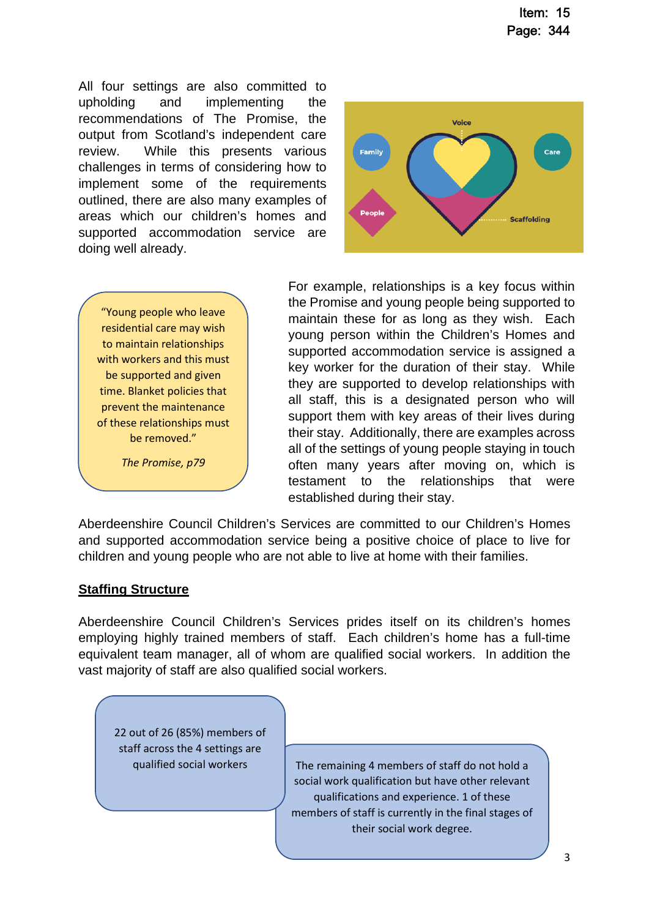All four settings are also committed to upholding and implementing the recommendations of The Promise, the output from Scotland's independent care review. While this presents various challenges in terms of considering how to implement some of the requirements outlined, there are also many examples of areas which our children's homes and supported accommodation service are doing well already.

Voice

Family

Care

People

Scaffolding

"Young people who leave residential care may wish to maintain relationships with workers and this must be supported and given time. Blanket policies that prevent the maintenance of these relationships must be removed."

*The Promise, p79*

For example, relationships is a key focus within the Promise and young people being supported to maintain these for as long as they wish. Each young person within the Children's Homes and supported accommodation service is assigned a key worker for the duration of their stay. While they are supported to develop relationships with all staff, this is a designated person who will support them with key areas of their lives during their stay. Additionally, there are examples across all of the settings of young people staying in touch often many years after moving on, which is testament to the relationships that were established during their stay.

Aberdeenshire Council Children's Services are committed to our Children's Homes and supported accommodation service being a positive choice of place to live for children and young people who are not able to live at home with their families.

## Staffing Structure

Aberdeenshire Council Children's Services prides itself on its children's homes employing highly trained members of staff. Each children's home has a full-time equivalent team manager, all of whom are qualified social workers. In addition the vast majority of staff are also qualified social workers.

22 out of 26 (85%) members of staff across the 4 settings are qualified social workers

The remaining 4 members of staff do not hold a social work qualification but have other relevant qualifications and experience. 1 of these members of staff is currently in the final stages of their social work degree.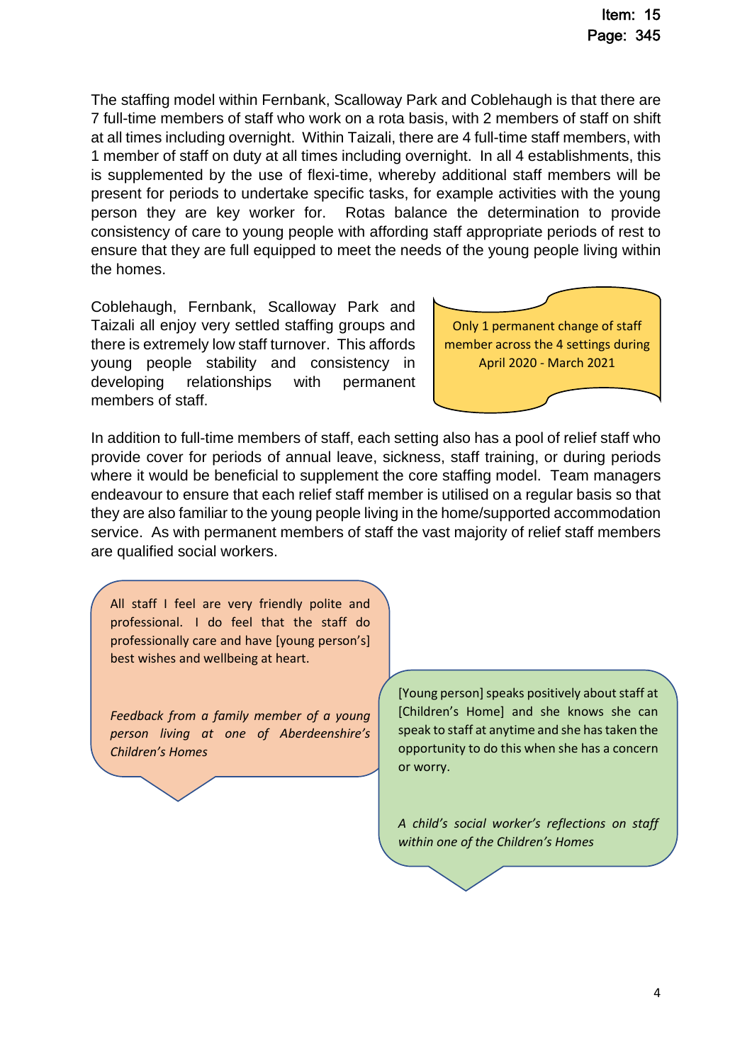The staffing model within Fernbank, Scalloway Park and Coblehaugh is that there are 7 full-time members of staff who work on a rota basis, with 2 members of staff on shift at all times including overnight. Within Taizali, there are 4 full-time staff members, with 1 member of staff on duty at all times including overnight. In all 4 establishments, this is supplemented by the use of flexi-time, whereby additional staff members will be present for periods to undertake specific tasks, for example activities with the young person they are key worker for. Rotas balance the determination to provide consistency of care to young people with affording staff appropriate periods of rest to ensure that they are full equipped to meet the needs of the young people living within the homes.

Coblehaugh, Fernbank, Scalloway Park and Taizali all enjoy very settled staffing groups and there is extremely low staff turnover. This affords young people stability and consistency in developing relationships with permanent members of staff.

Only 1 permanent change of staff member across the 4 settings during April 2020 - March 2021

In addition to full-time members of staff, each setting also has a pool of relief staff who provide cover for periods of annual leave, sickness, staff training, or during periods where it would be beneficial to supplement the core staffing model. Team managers endeavour to ensure that each relief staff member is utilised on a regular basis so that they are also familiar to the young people living in the home/supported accommodation service. As with permanent members of staff the vast majority of relief staff members are qualified social workers.

All staff I feel are very friendly polite and professional. I do feel that the staff do professionally care and have [young person's] best wishes and wellbeing at heart.

*Feedback from a family member of a young person living at one of Aberdeenshire's Children's Homes*

[Young person] speaks positively about staff at [Children's Home] and she knows she can speak to staff at anytime and she has taken the opportunity to do this when she has a concern or worry.

*A child's social worker's reflections on staff within one of the Children's Homes*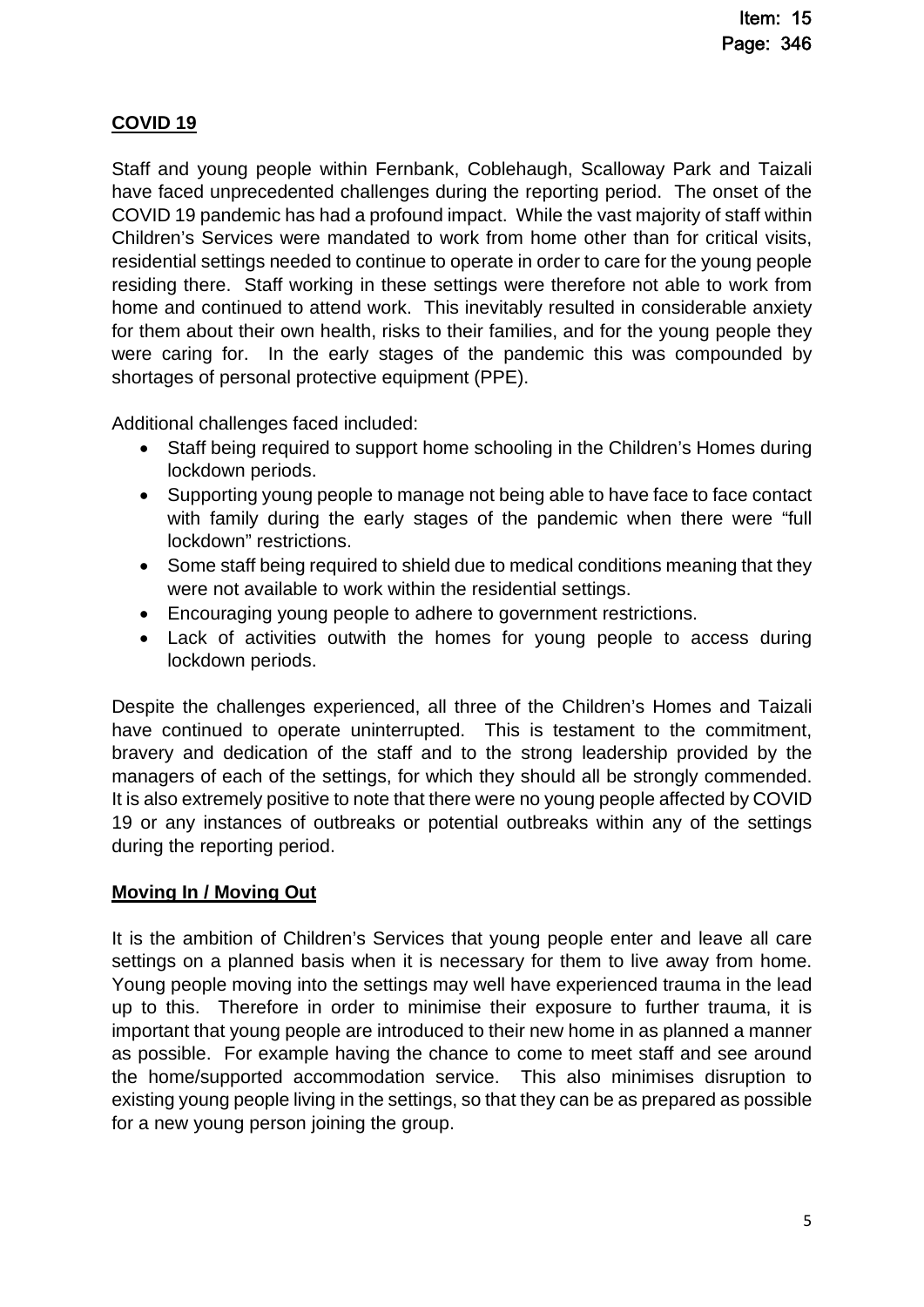**COVID 19**

Staff and young people within Fernbank, Coblehaugh, Scalloway Park and Taizali have faced unprecedented challenges during the reporting period. The onset of the COVID 19 pandemic has had a profound impact. While the vast majority of staff within Children's Services were mandated to work from home other than for critical visits, residential settings needed to continue to operate in order to care for the young people residing there. Staff working in these settings were therefore not able to work from home and continued to attend work. This inevitably resulted in considerable anxiety for them about their own health, risks to their families, and for the young people they were caring for. In the early stages of the pandemic this was compounded by shortages of personal protective equipment (PPE).

Additional challenges faced included:

- Staff being required to support home schooling in the Children's Homes during lockdown periods.
- Supporting young people to manage not being able to have face to face contact with family during the early stages of the pandemic when there were "full lockdown" restrictions.
- Some staff being required to shield due to medical conditions meaning that they were not available to work within the residential settings.
- Encouraging young people to adhere to government restrictions.
- Lack of activities outwith the homes for young people to access during lockdown periods.

Despite the challenges experienced, all three of the Children's Homes and Taizali have continued to operate uninterrupted. This is testament to the commitment, bravery and dedication of the staff and to the strong leadership provided by the managers of each of the settings, for which they should all be strongly commended. It is also extremely positive to note that there were no young people affected by COVID 19 or any instances of outbreaks or potential outbreaks within any of the settings during the reporting period.

**Moving In / Moving Out**

It is the ambition of Children's Services that young people enter and leave all care settings on a planned basis when it is necessary for them to live away from home. Young people moving into the settings may well have experienced trauma in the lead up to this. Therefore in order to minimise their exposure to further trauma, it is important that young people are introduced to their new home in as planned a manner as possible. For example having the chance to come to meet staff and see around the home/supported accommodation service. This also minimises disruption to existing young people living in the settings, so that they can be as prepared as possible for a new young person joining the group.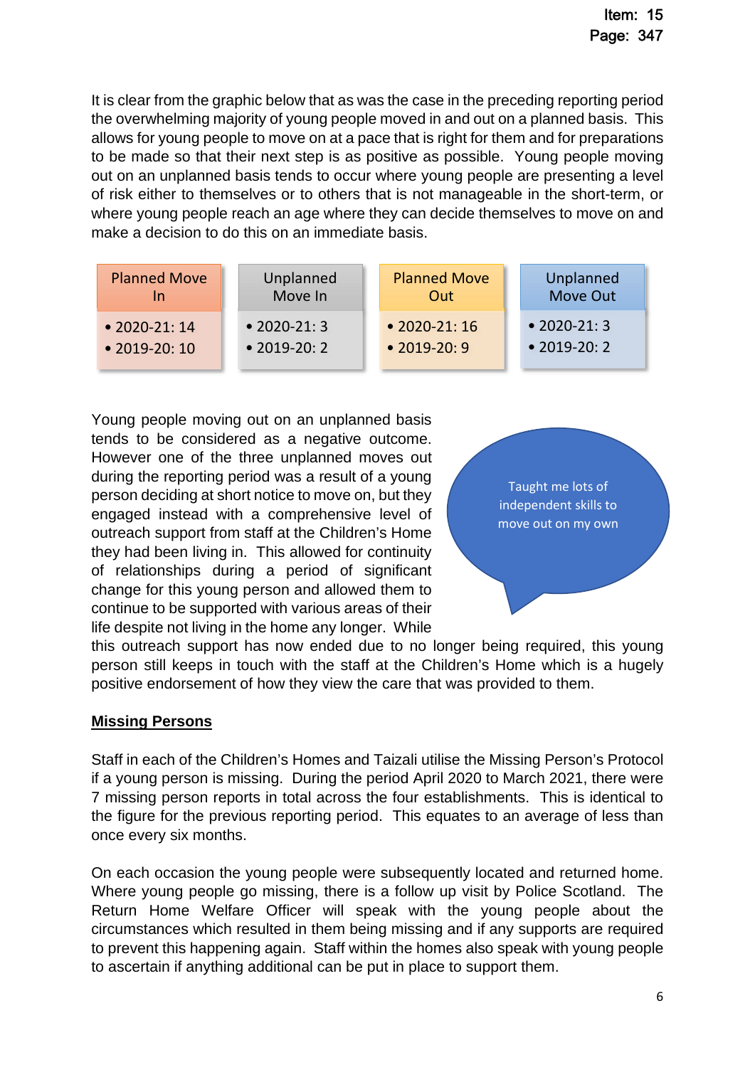It is clear from the graphic below that as was the case in the preceding reporting period the overwhelming majority of young people moved in and out on a planned basis. This allows for young people to move on at a pace that is right for them and for preparations to be made so that their next step is as positive as possible. Young people moving out on an unplanned basis tends to occur where young people are presenting a level of risk either to themselves or to others that is not manageable in the short-term, or where young people reach an age where they can decide themselves to move on and make a decision to do this on an immediate basis.

| Planned Move In | Unplanned Move In | Planned Move Out | Unplanned Move Out |
|---|---|---|---|
| • 2020-21: 14<br>• 2019-20: 10 | • 2020-21: 3<br>• 2019-20: 2 | • 2020-21: 16<br>• 2019-20: 9 | • 2020-21: 3<br>• 2019-20: 2 |

Young people moving out on an unplanned basis tends to be considered as a negative outcome. However one of the three unplanned moves out during the reporting period was a result of a young person deciding at short notice to move on, but they engaged instead with a comprehensive level of outreach support from staff at the Children's Home they had been living in. This allowed for continuity of relationships during a period of significant change for this young person and allowed them to continue to be supported with various areas of their life despite not living in the home any longer. While this outreach support has now ended due to no longer being required, this young person still keeps in touch with the staff at the Children's Home which is a hugely positive endorsement of how they view the care that was provided to them.

Taught me lots of independent skills to move out on my own

**Missing Persons**

Staff in each of the Children's Homes and Taizali utilise the Missing Person's Protocol if a young person is missing. During the period April 2020 to March 2021, there were 7 missing person reports in total across the four establishments. This is identical to the figure for the previous reporting period. This equates to an average of less than once every six months.

On each occasion the young people were subsequently located and returned home. Where young people go missing, there is a follow up visit by Police Scotland. The Return Home Welfare Officer will speak with the young people about the circumstances which resulted in them being missing and if any supports are required to prevent this happening again. Staff within the homes also speak with young people to ascertain if anything additional can be put in place to support them.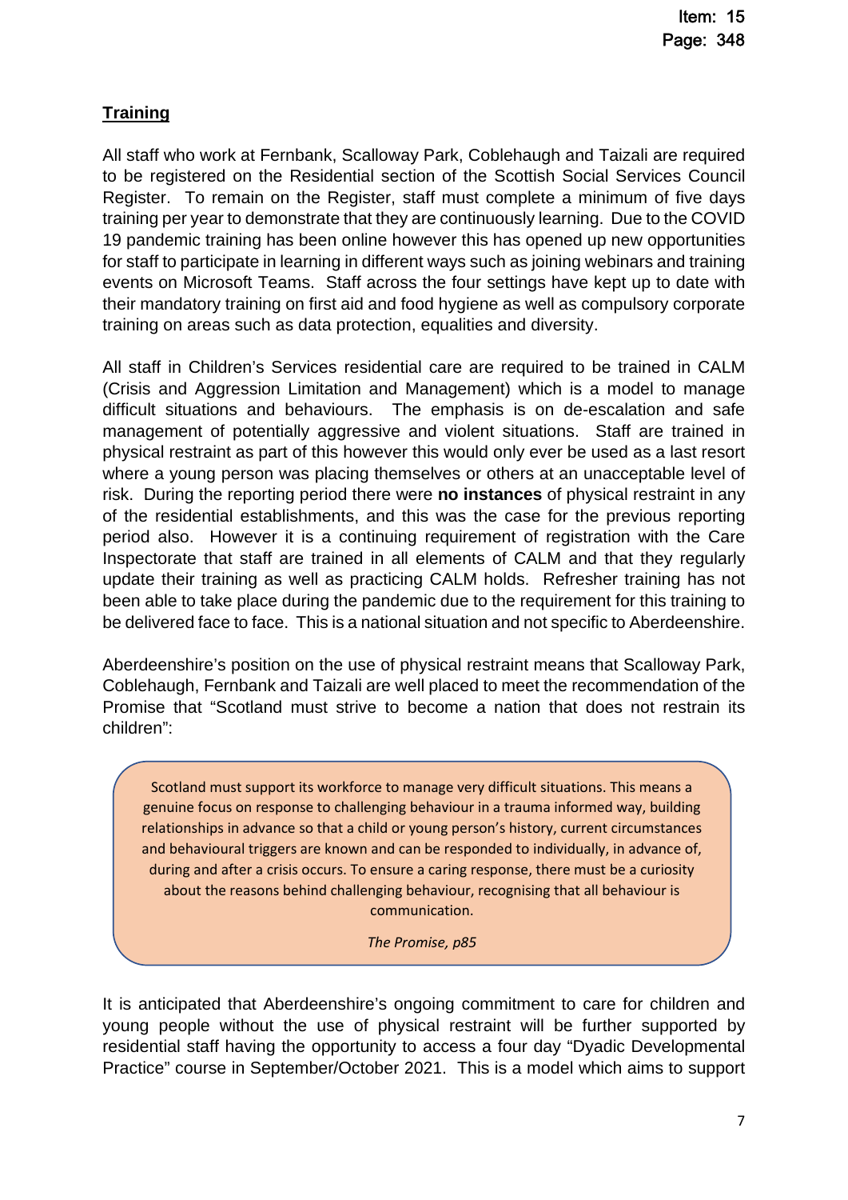## Training

All staff who work at Fernbank, Scalloway Park, Coblehaugh and Taizali are required to be registered on the Residential section of the Scottish Social Services Council Register. To remain on the Register, staff must complete a minimum of five days training per year to demonstrate that they are continuously learning. Due to the COVID 19 pandemic training has been online however this has opened up new opportunities for staff to participate in learning in different ways such as joining webinars and training events on Microsoft Teams. Staff across the four settings have kept up to date with their mandatory training on first aid and food hygiene as well as compulsory corporate training on areas such as data protection, equalities and diversity.

All staff in Children's Services residential care are required to be trained in CALM (Crisis and Aggression Limitation and Management) which is a model to manage difficult situations and behaviours. The emphasis is on de-escalation and safe management of potentially aggressive and violent situations. Staff are trained in physical restraint as part of this however this would only ever be used as a last resort where a young person was placing themselves or others at an unacceptable level of risk. During the reporting period there were **no instances** of physical restraint in any of the residential establishments, and this was the case for the previous reporting period also. However it is a continuing requirement of registration with the Care Inspectorate that staff are trained in all elements of CALM and that they regularly update their training as well as practicing CALM holds. Refresher training has not been able to take place during the pandemic due to the requirement for this training to be delivered face to face. This is a national situation and not specific to Aberdeenshire.

Aberdeenshire's position on the use of physical restraint means that Scalloway Park, Coblehaugh, Fernbank and Taizali are well placed to meet the recommendation of the Promise that "Scotland must strive to become a nation that does not restrain its children":

> Scotland must support its workforce to manage very difficult situations. This means a genuine focus on response to challenging behaviour in a trauma informed way, building relationships in advance so that a child or young person's history, current circumstances and behavioural triggers are known and can be responded to individually, in advance of, during and after a crisis occurs. To ensure a caring response, there must be a curiosity about the reasons behind challenging behaviour, recognising that all behaviour is communication.
>
> *The Promise, p85*

It is anticipated that Aberdeenshire's ongoing commitment to care for children and young people without the use of physical restraint will be further supported by residential staff having the opportunity to access a four day "Dyadic Developmental Practice" course in September/October 2021. This is a model which aims to support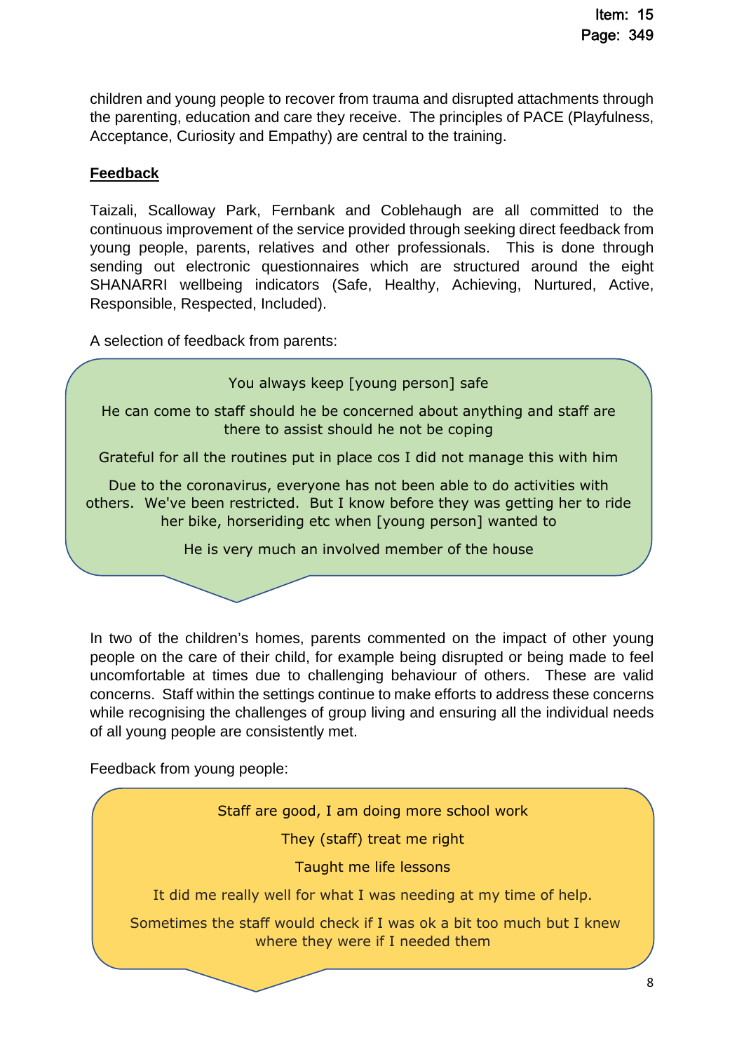children and young people to recover from trauma and disrupted attachments through the parenting, education and care they receive. The principles of PACE (Playfulness, Acceptance, Curiosity and Empathy) are central to the training.

**Feedback**

Taizali, Scalloway Park, Fernbank and Coblehaugh are all committed to the continuous improvement of the service provided through seeking direct feedback from young people, parents, relatives and other professionals. This is done through sending out electronic questionnaires which are structured around the eight SHANARRI wellbeing indicators (Safe, Healthy, Achieving, Nurtured, Active, Responsible, Respected, Included).

A selection of feedback from parents:

> You always keep [young person] safe
>
> He can come to staff should he be concerned about anything and staff are there to assist should he not be coping
>
> Grateful for all the routines put in place cos I did not manage this with him
>
> Due to the coronavirus, everyone has not been able to do activities with others. We've been restricted. But I know before they was getting her to ride her bike, horseriding etc when [young person] wanted to
>
> He is very much an involved member of the house

In two of the children's homes, parents commented on the impact of other young people on the care of their child, for example being disrupted or being made to feel uncomfortable at times due to challenging behaviour of others. These are valid concerns. Staff within the settings continue to make efforts to address these concerns while recognising the challenges of group living and ensuring all the individual needs of all young people are consistently met.

Feedback from young people:

> Staff are good, I am doing more school work
>
> They (staff) treat me right
>
> Taught me life lessons
>
> It did me really well for what I was needing at my time of help.
>
> Sometimes the staff would check if I was ok a bit too much but I knew where they were if I needed them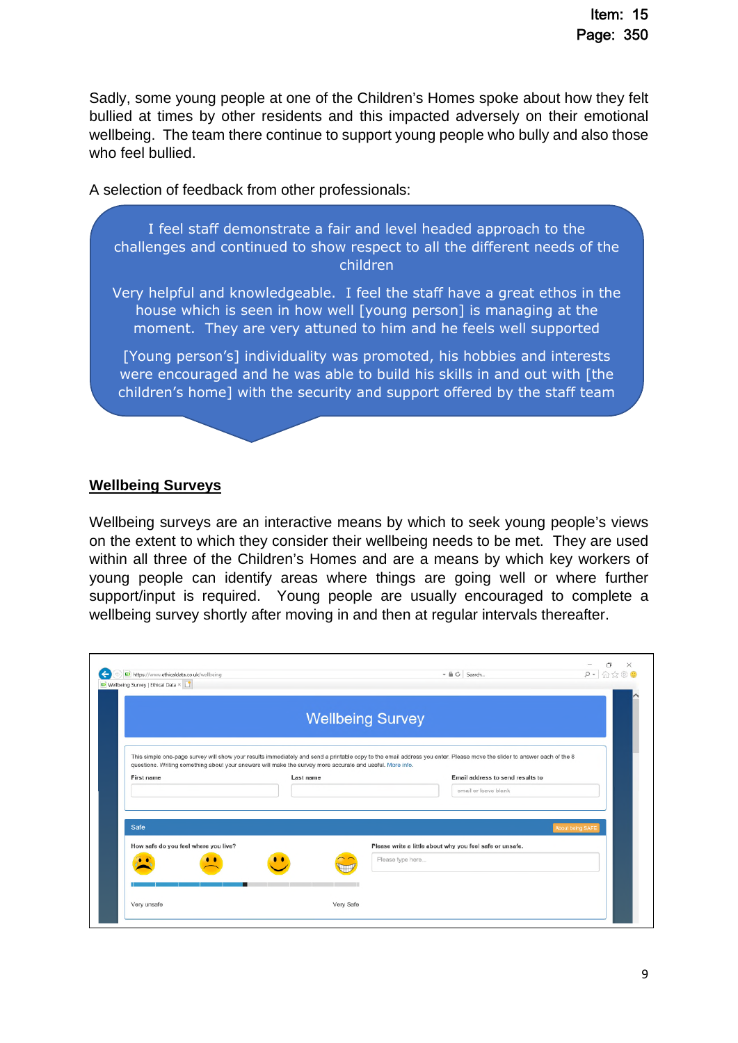Sadly, some young people at one of the Children's Homes spoke about how they felt bullied at times by other residents and this impacted adversely on their emotional wellbeing. The team there continue to support young people who bully and also those who feel bullied.

A selection of feedback from other professionals:

> I feel staff demonstrate a fair and level headed approach to the challenges and continued to show respect to all the different needs of the children
>
> Very helpful and knowledgeable. I feel the staff have a great ethos in the house which is seen in how well [young person] is managing at the moment. They are very attuned to him and he feels well supported
>
> [Young person's] individuality was promoted, his hobbies and interests were encouraged and he was able to build his skills in and out with [the children's home] with the security and support offered by the staff team

## Wellbeing Surveys

Wellbeing surveys are an interactive means by which to seek young people's views on the extent to which they consider their wellbeing needs to be met. They are used within all three of the Children's Homes and are a means by which key workers of young people can identify areas where things are going well or where further support/input is required. Young people are usually encouraged to complete a wellbeing survey shortly after moving in and then at regular intervals thereafter.

Wellbeing Survey

This simple one-page survey will show your results immediately and send a printable copy to the email address you enter. Please move the slider to answer each of the 8 questions. Writing something about your answers will make the survey more accurate and useful. More info.

First name

Last name

Email address to send results to

Safe

About being SAFE

How safe do you feel where you live?

Please write a little about why you feel safe or unsafe.

Very unsafe

Very Safe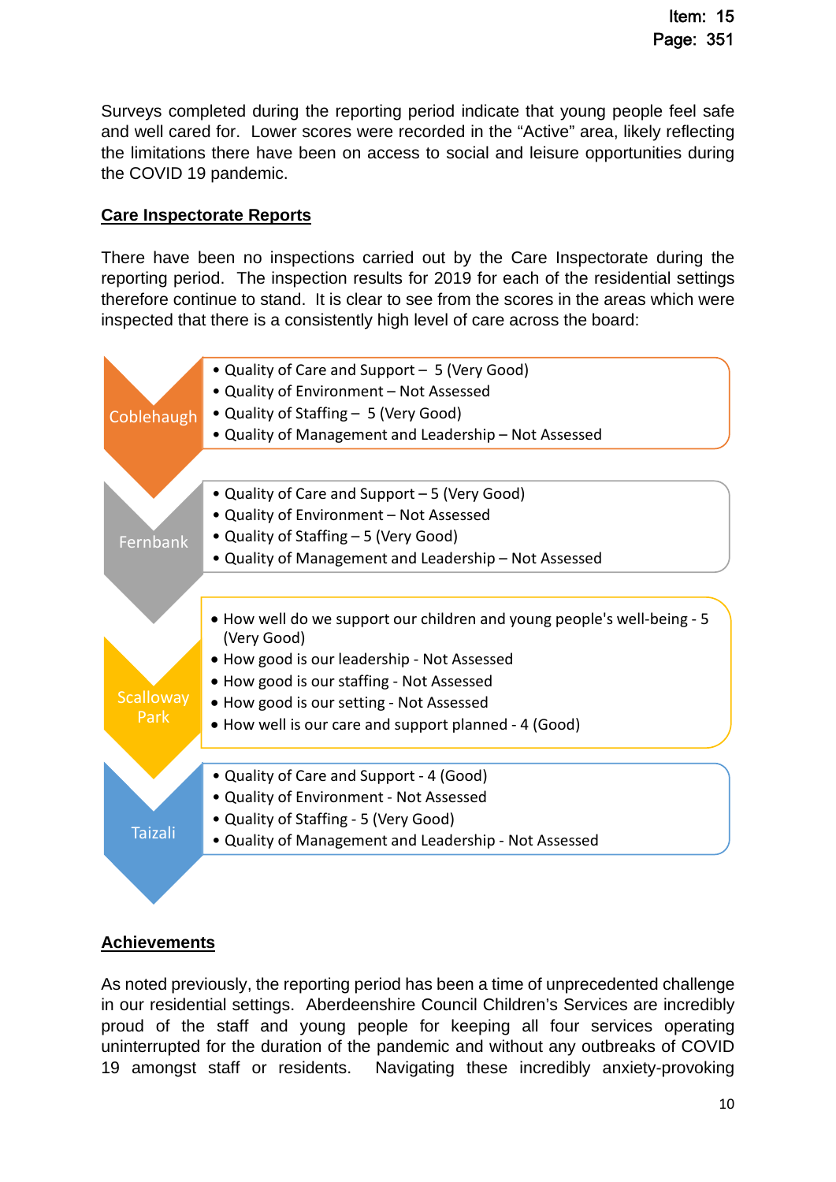Surveys completed during the reporting period indicate that young people feel safe and well cared for. Lower scores were recorded in the "Active" area, likely reflecting the limitations there have been on access to social and leisure opportunities during the COVID 19 pandemic.

**Care Inspectorate Reports**

There have been no inspections carried out by the Care Inspectorate during the reporting period. The inspection results for 2019 for each of the residential settings therefore continue to stand. It is clear to see from the scores in the areas which were inspected that there is a consistently high level of care across the board:

Coblehaugh
- Quality of Care and Support – 5 (Very Good)
- Quality of Environment – Not Assessed
- Quality of Staffing – 5 (Very Good)
- Quality of Management and Leadership – Not Assessed

Fernbank
- Quality of Care and Support – 5 (Very Good)
- Quality of Environment – Not Assessed
- Quality of Staffing – 5 (Very Good)
- Quality of Management and Leadership – Not Assessed

Scalloway Park
- How well do we support our children and young people's well-being - 5 (Very Good)
- How good is our leadership - Not Assessed
- How good is our staffing - Not Assessed
- How good is our setting - Not Assessed
- How well is our care and support planned - 4 (Good)

Taizali
- Quality of Care and Support - 4 (Good)
- Quality of Environment - Not Assessed
- Quality of Staffing - 5 (Very Good)
- Quality of Management and Leadership - Not Assessed

**Achievements**

As noted previously, the reporting period has been a time of unprecedented challenge in our residential settings. Aberdeenshire Council Children's Services are incredibly proud of the staff and young people for keeping all four services operating uninterrupted for the duration of the pandemic and without any outbreaks of COVID 19 amongst staff or residents. Navigating these incredibly anxiety-provoking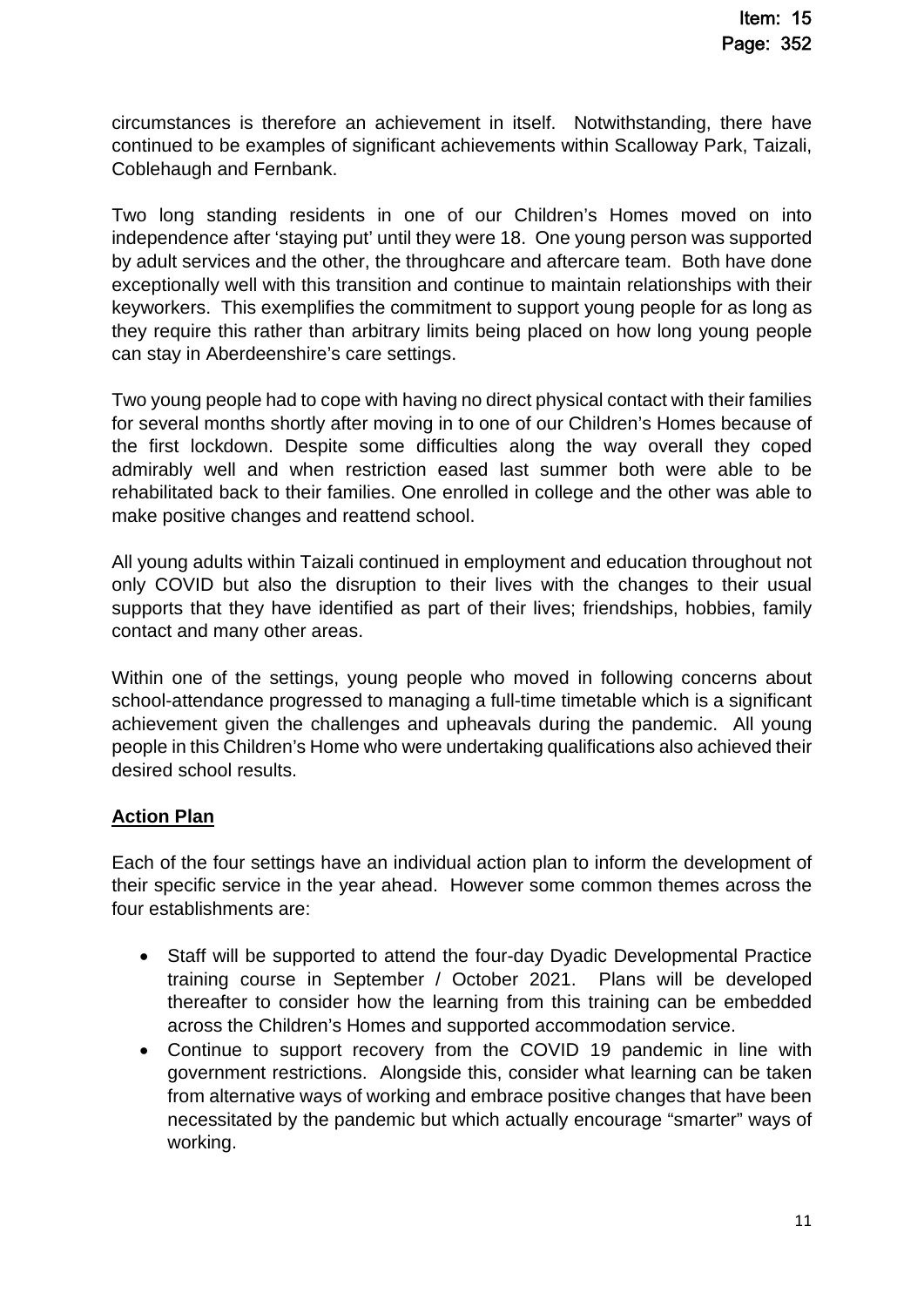circumstances is therefore an achievement in itself. Notwithstanding, there have continued to be examples of significant achievements within Scalloway Park, Taizali, Coblehaugh and Fernbank.

Two long standing residents in one of our Children's Homes moved on into independence after 'staying put' until they were 18. One young person was supported by adult services and the other, the throughcare and aftercare team. Both have done exceptionally well with this transition and continue to maintain relationships with their keyworkers. This exemplifies the commitment to support young people for as long as they require this rather than arbitrary limits being placed on how long young people can stay in Aberdeenshire's care settings.

Two young people had to cope with having no direct physical contact with their families for several months shortly after moving in to one of our Children's Homes because of the first lockdown. Despite some difficulties along the way overall they coped admirably well and when restriction eased last summer both were able to be rehabilitated back to their families. One enrolled in college and the other was able to make positive changes and reattend school.

All young adults within Taizali continued in employment and education throughout not only COVID but also the disruption to their lives with the changes to their usual supports that they have identified as part of their lives; friendships, hobbies, family contact and many other areas.

Within one of the settings, young people who moved in following concerns about school-attendance progressed to managing a full-time timetable which is a significant achievement given the challenges and upheavals during the pandemic. All young people in this Children's Home who were undertaking qualifications also achieved their desired school results.

**Action Plan**

Each of the four settings have an individual action plan to inform the development of their specific service in the year ahead. However some common themes across the four establishments are:

- Staff will be supported to attend the four-day Dyadic Developmental Practice training course in September / October 2021. Plans will be developed thereafter to consider how the learning from this training can be embedded across the Children's Homes and supported accommodation service.
- Continue to support recovery from the COVID 19 pandemic in line with government restrictions. Alongside this, consider what learning can be taken from alternative ways of working and embrace positive changes that have been necessitated by the pandemic but which actually encourage "smarter" ways of working.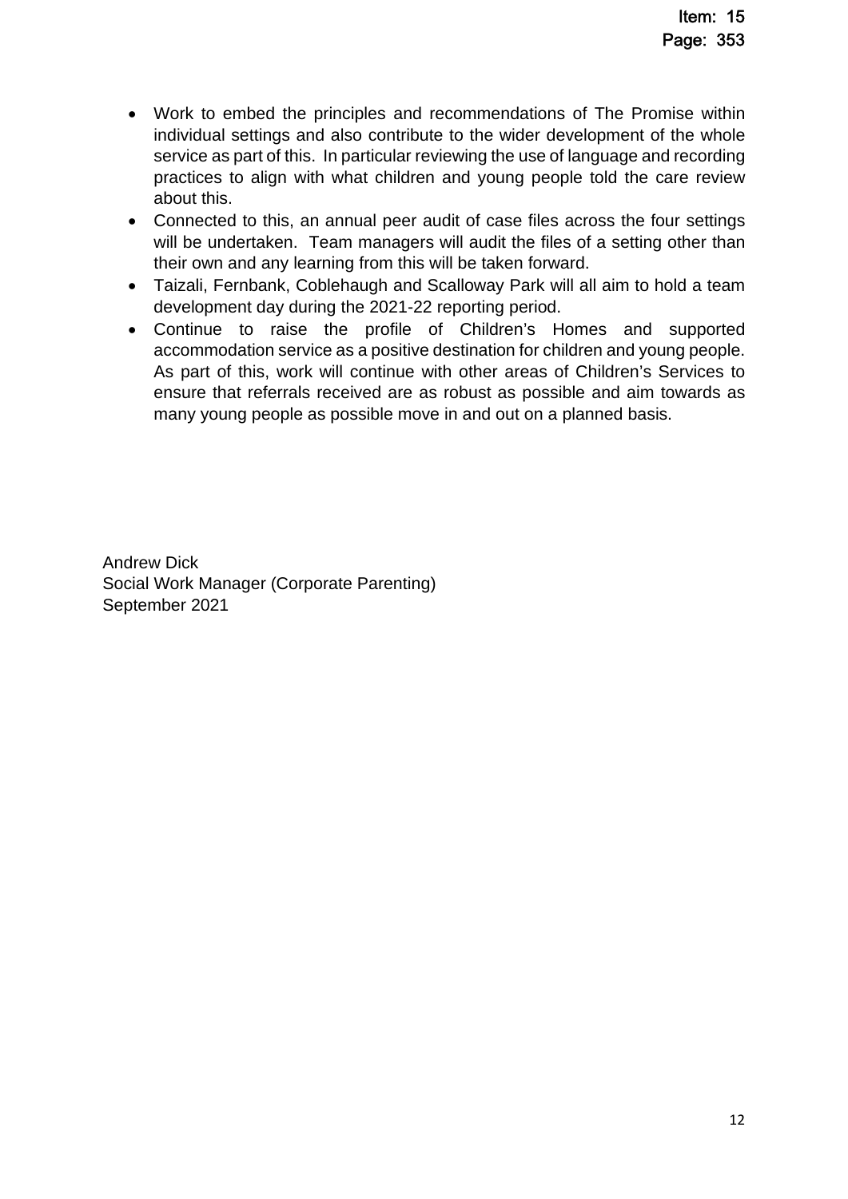- Work to embed the principles and recommendations of The Promise within individual settings and also contribute to the wider development of the whole service as part of this. In particular reviewing the use of language and recording practices to align with what children and young people told the care review about this.
- Connected to this, an annual peer audit of case files across the four settings will be undertaken. Team managers will audit the files of a setting other than their own and any learning from this will be taken forward.
- Taizali, Fernbank, Coblehaugh and Scalloway Park will all aim to hold a team development day during the 2021-22 reporting period.
- Continue to raise the profile of Children's Homes and supported accommodation service as a positive destination for children and young people. As part of this, work will continue with other areas of Children's Services to ensure that referrals received are as robust as possible and aim towards as many young people as possible move in and out on a planned basis.

Andrew Dick
Social Work Manager (Corporate Parenting)
September 2021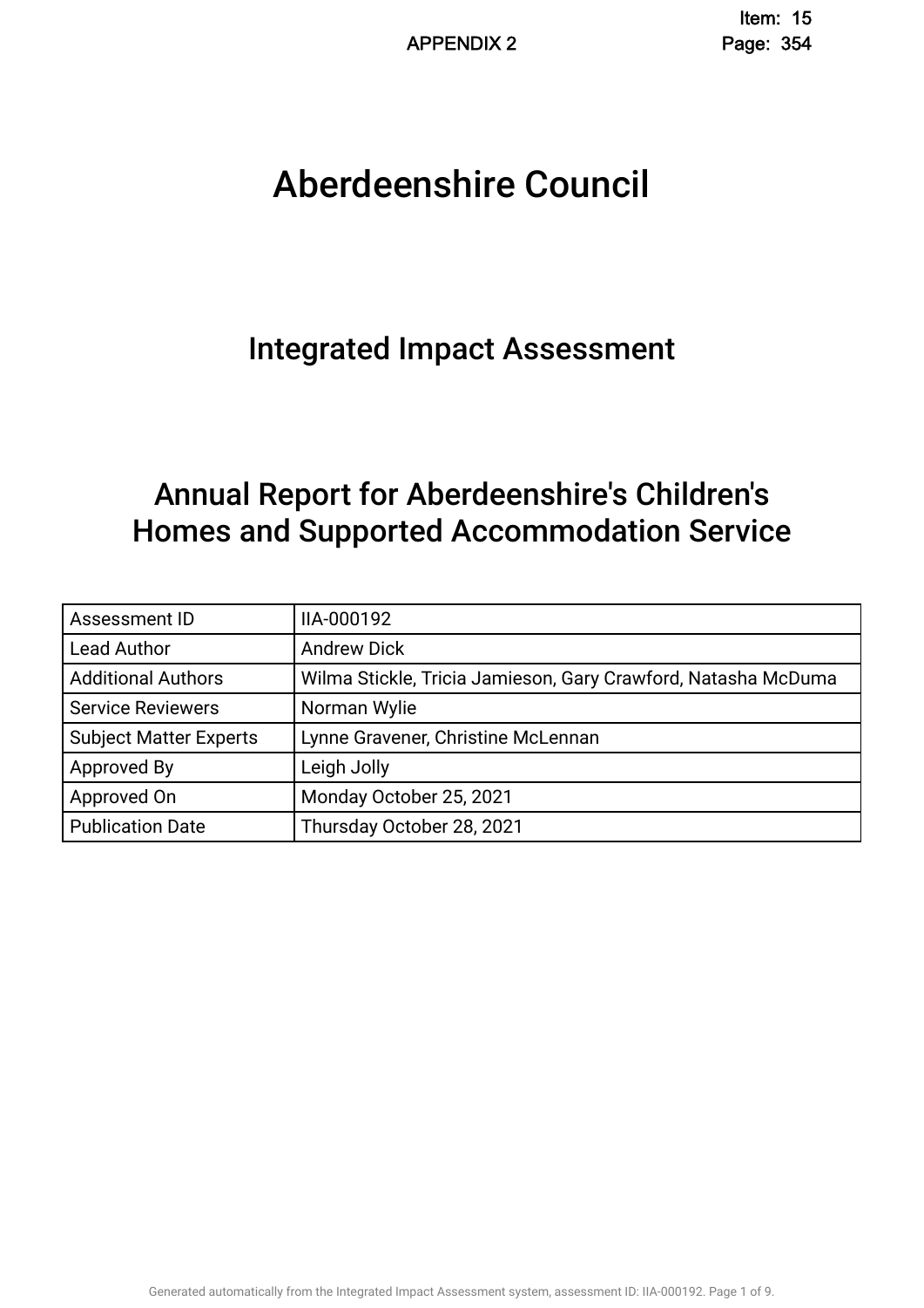# Aberdeenshire Council

## Integrated Impact Assessment

## Annual Report for Aberdeenshire's Children's Homes and Supported Accommodation Service

| | |
|---|---|
| Assessment ID | IIA-000192 |
| Lead Author | Andrew Dick |
| Additional Authors | Wilma Stickle, Tricia Jamieson, Gary Crawford, Natasha McDuma |
| Service Reviewers | Norman Wylie |
| Subject Matter Experts | Lynne Gravener, Christine McLennan |
| Approved By | Leigh Jolly |
| Approved On | Monday October 25, 2021 |
| Publication Date | Thursday October 28, 2021 |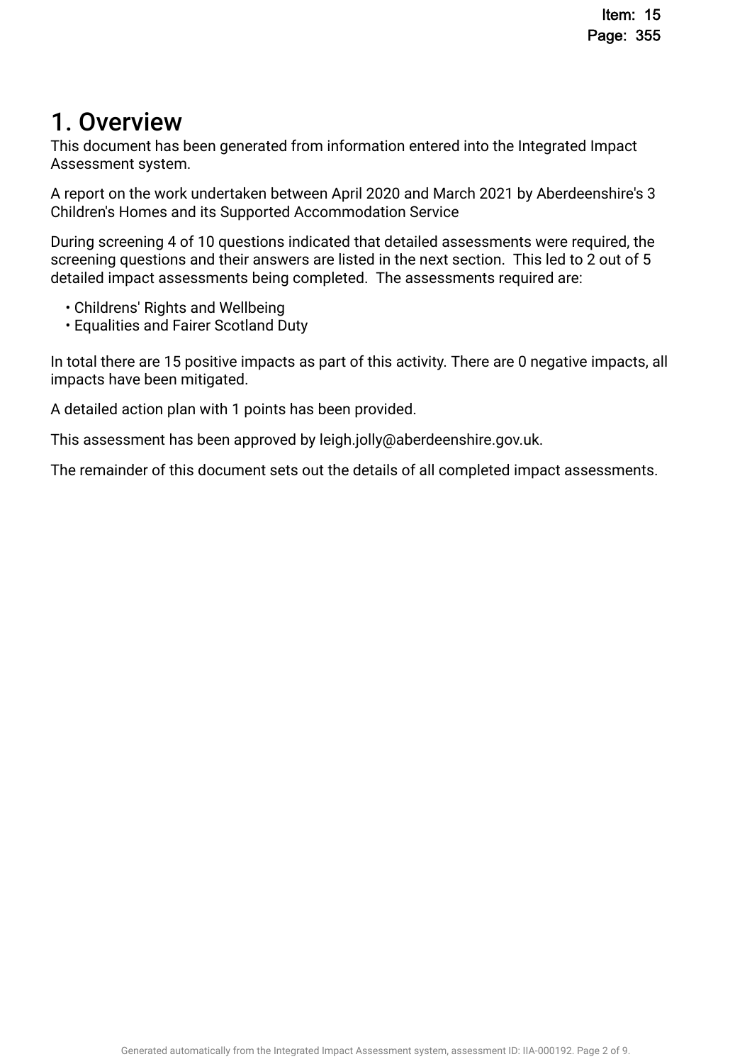# 1. Overview

This document has been generated from information entered into the Integrated Impact Assessment system.

A report on the work undertaken between April 2020 and March 2021 by Aberdeenshire's 3 Children's Homes and its Supported Accommodation Service

During screening 4 of 10 questions indicated that detailed assessments were required, the screening questions and their answers are listed in the next section. This led to 2 out of 5 detailed impact assessments being completed. The assessments required are:

- Childrens' Rights and Wellbeing
- Equalities and Fairer Scotland Duty

In total there are 15 positive impacts as part of this activity. There are 0 negative impacts, all impacts have been mitigated.

A detailed action plan with 1 points has been provided.

This assessment has been approved by leigh.jolly@aberdeenshire.gov.uk.

The remainder of this document sets out the details of all completed impact assessments.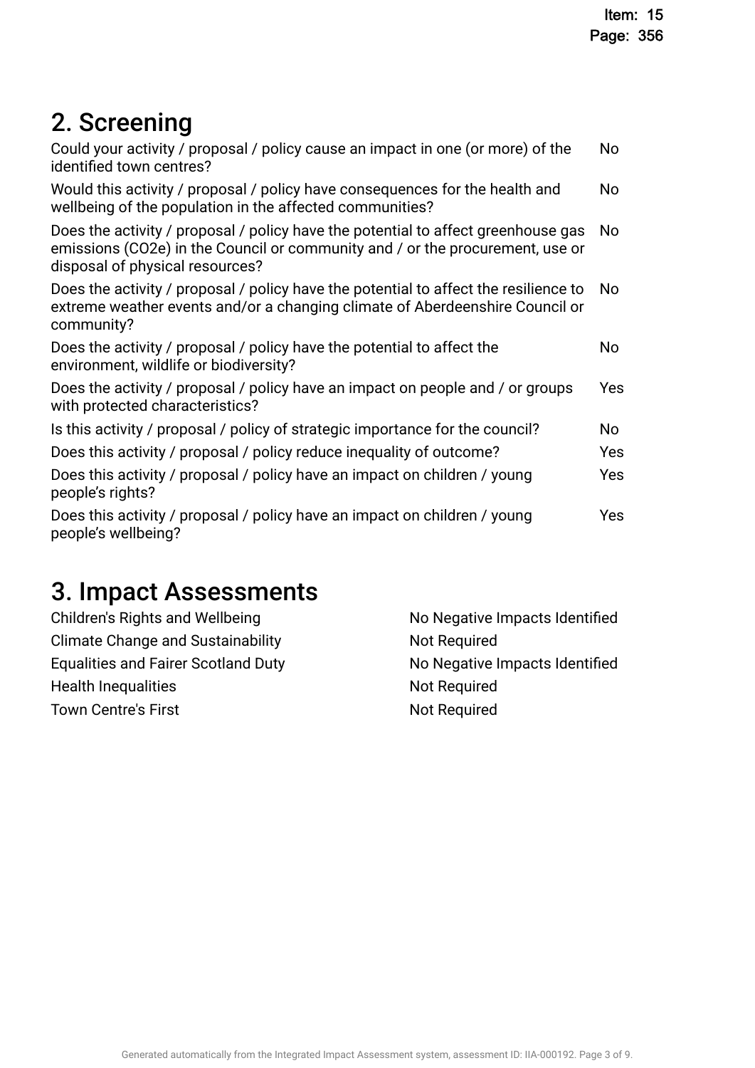## 2. Screening

| | |
|---|---|
| Could your activity / proposal / policy cause an impact in one (or more) of the identified town centres? | No |
| Would this activity / proposal / policy have consequences for the health and wellbeing of the population in the affected communities? | No |
| Does the activity / proposal / policy have the potential to affect greenhouse gas emissions (CO2e) in the Council or community and / or the procurement, use or disposal of physical resources? | No |
| Does the activity / proposal / policy have the potential to affect the resilience to extreme weather events and/or a changing climate of Aberdeenshire Council or community? | No |
| Does the activity / proposal / policy have the potential to affect the environment, wildlife or biodiversity? | No |
| Does the activity / proposal / policy have an impact on people and / or groups with protected characteristics? | Yes |
| Is this activity / proposal / policy of strategic importance for the council? | No |
| Does this activity / proposal / policy reduce inequality of outcome? | Yes |
| Does this activity / proposal / policy have an impact on children / young people's rights? | Yes |
| Does this activity / proposal / policy have an impact on children / young people's wellbeing? | Yes |

## 3. Impact Assessments

| | |
|---|---|
| Children's Rights and Wellbeing | No Negative Impacts Identified |
| Climate Change and Sustainability | Not Required |
| Equalities and Fairer Scotland Duty | No Negative Impacts Identified |
| Health Inequalities | Not Required |
| Town Centre's First | Not Required |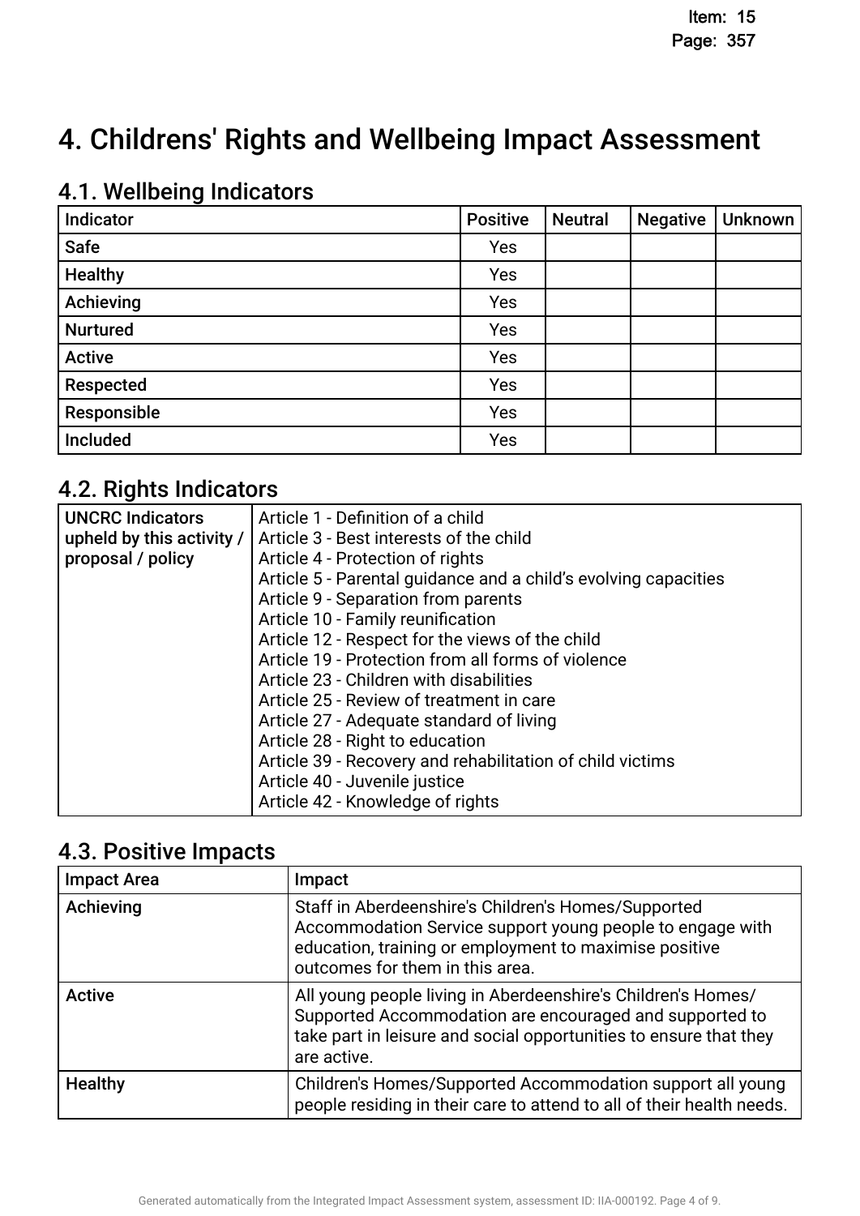# 4. Childrens' Rights and Wellbeing Impact Assessment

## 4.1. Wellbeing Indicators

| Indicator | Positive | Neutral | Negative | Unknown |
|---|---|---|---|---|
| Safe | Yes | | | |
| Healthy | Yes | | | |
| Achieving | Yes | | | |
| Nurtured | Yes | | | |
| Active | Yes | | | |
| Respected | Yes | | | |
| Responsible | Yes | | | |
| Included | Yes | | | |

## 4.2. Rights Indicators

| | |
|---|---|
| **UNCRC Indicators upheld by this activity / proposal / policy** | Article 1 - Definition of a child<br>Article 3 - Best interests of the child<br>Article 4 - Protection of rights<br>Article 5 - Parental guidance and a child's evolving capacities<br>Article 9 - Separation from parents<br>Article 10 - Family reunification<br>Article 12 - Respect for the views of the child<br>Article 19 - Protection from all forms of violence<br>Article 23 - Children with disabilities<br>Article 25 - Review of treatment in care<br>Article 27 - Adequate standard of living<br>Article 28 - Right to education<br>Article 39 - Recovery and rehabilitation of child victims<br>Article 40 - Juvenile justice<br>Article 42 - Knowledge of rights |

## 4.3. Positive Impacts

| Impact Area | Impact |
|---|---|
| Achieving | Staff in Aberdeenshire's Children's Homes/Supported Accommodation Service support young people to engage with education, training or employment to maximise positive outcomes for them in this area. |
| Active | All young people living in Aberdeenshire's Children's Homes/ Supported Accommodation are encouraged and supported to take part in leisure and social opportunities to ensure that they are active. |
| Healthy | Children's Homes/Supported Accommodation support all young people residing in their care to attend to all of their health needs. |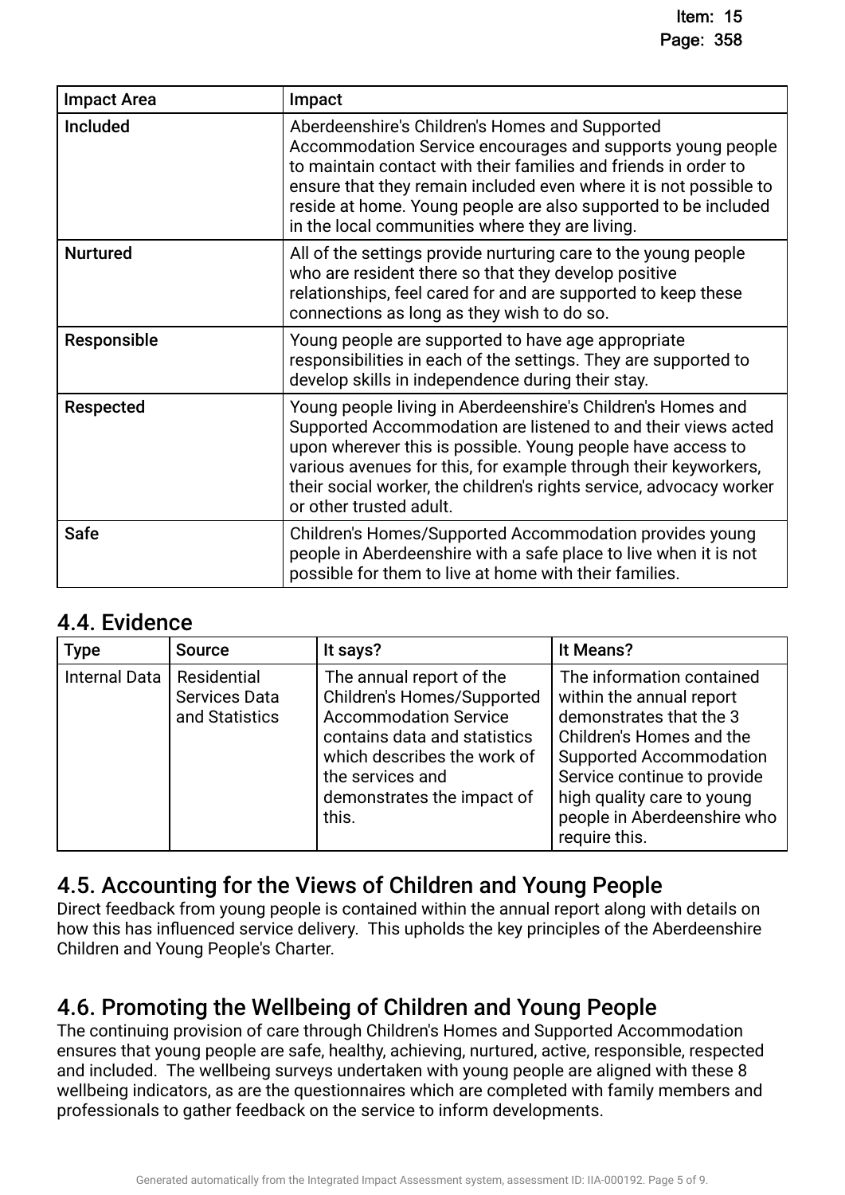| Impact Area | Impact |
|---|---|
| **Included** | Aberdeenshire's Children's Homes and Supported Accommodation Service encourages and supports young people to maintain contact with their families and friends in order to ensure that they remain included even where it is not possible to reside at home. Young people are also supported to be included in the local communities where they are living. |
| **Nurtured** | All of the settings provide nurturing care to the young people who are resident there so that they develop positive relationships, feel cared for and are supported to keep these connections as long as they wish to do so. |
| **Responsible** | Young people are supported to have age appropriate responsibilities in each of the settings. They are supported to develop skills in independence during their stay. |
| **Respected** | Young people living in Aberdeenshire's Children's Homes and Supported Accommodation are listened to and their views acted upon wherever this is possible. Young people have access to various avenues for this, for example through their keyworkers, their social worker, the children's rights service, advocacy worker or other trusted adult. |
| **Safe** | Children's Homes/Supported Accommodation provides young people in Aberdeenshire with a safe place to live when it is not possible for them to live at home with their families. |

## 4.4. Evidence

| Type | Source | It says? | It Means? |
|---|---|---|---|
| Internal Data | Residential Services Data and Statistics | The annual report of the Children's Homes/Supported Accommodation Service contains data and statistics which describes the work of the services and demonstrates the impact of this. | The information contained within the annual report demonstrates that the 3 Children's Homes and the Supported Accommodation Service continue to provide high quality care to young people in Aberdeenshire who require this. |

## 4.5. Accounting for the Views of Children and Young People

Direct feedback from young people is contained within the annual report along with details on how this has influenced service delivery. This upholds the key principles of the Aberdeenshire Children and Young People's Charter.

## 4.6. Promoting the Wellbeing of Children and Young People

The continuing provision of care through Children's Homes and Supported Accommodation ensures that young people are safe, healthy, achieving, nurtured, active, responsible, respected and included. The wellbeing surveys undertaken with young people are aligned with these 8 wellbeing indicators, as are the questionnaires which are completed with family members and professionals to gather feedback on the service to inform developments.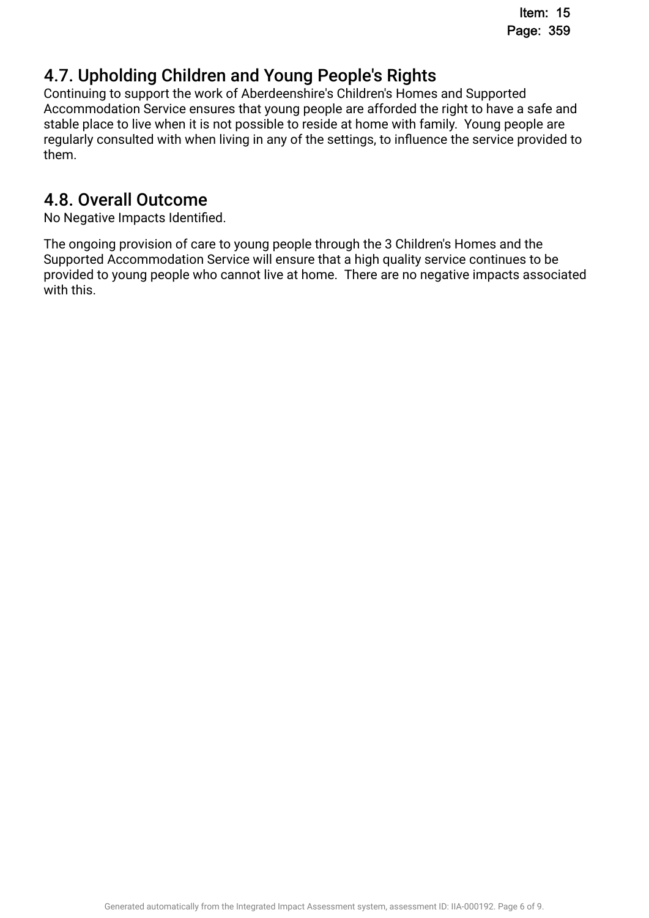## 4.7. Upholding Children and Young People's Rights

Continuing to support the work of Aberdeenshire's Children's Homes and Supported Accommodation Service ensures that young people are afforded the right to have a safe and stable place to live when it is not possible to reside at home with family. Young people are regularly consulted with when living in any of the settings, to influence the service provided to them.

## 4.8. Overall Outcome

No Negative Impacts Identified.

The ongoing provision of care to young people through the 3 Children's Homes and the Supported Accommodation Service will ensure that a high quality service continues to be provided to young people who cannot live at home. There are no negative impacts associated with this.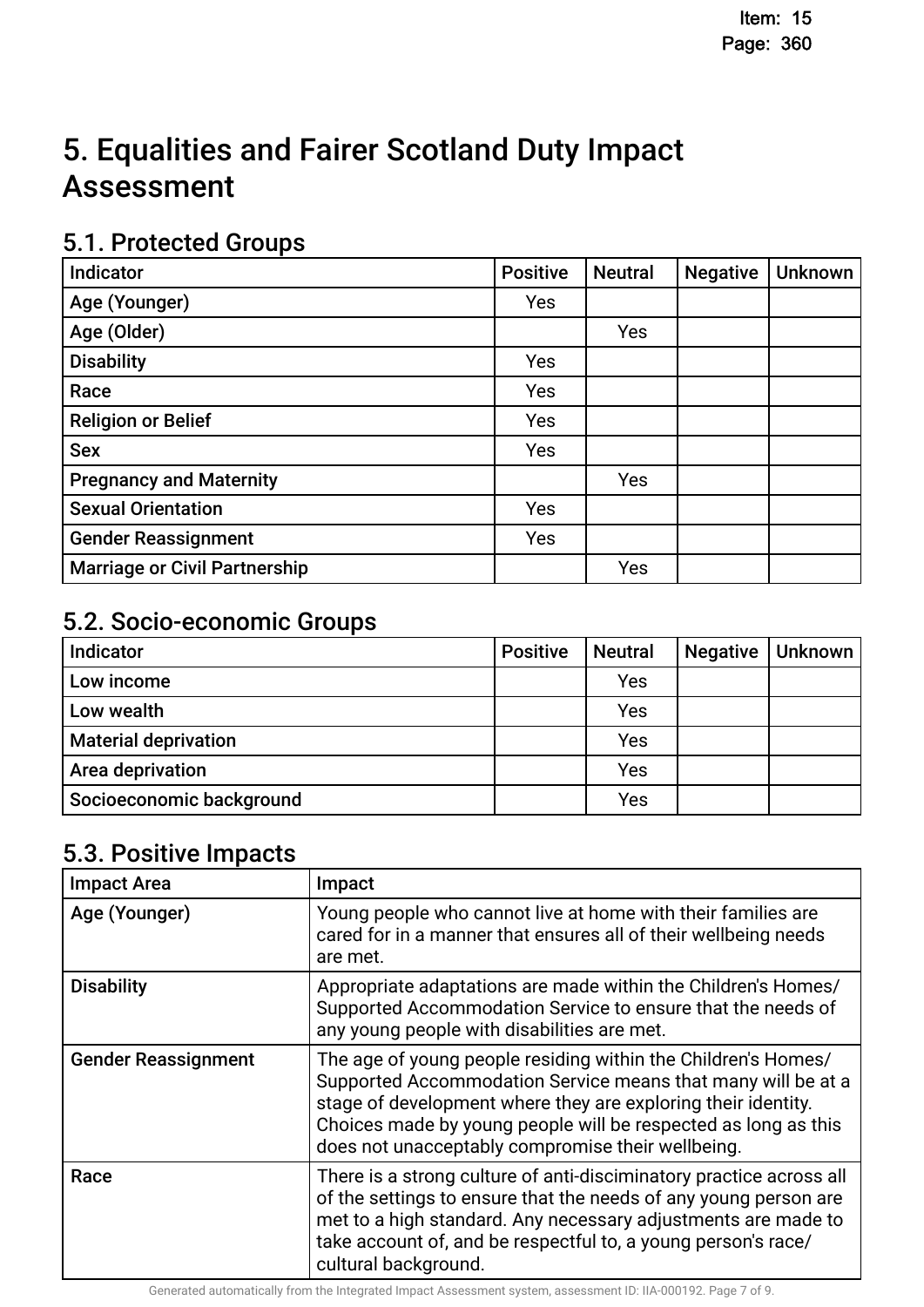# 5. Equalities and Fairer Scotland Duty Impact Assessment

## 5.1. Protected Groups

| Indicator | Positive | Neutral | Negative | Unknown |
|---|---|---|---|---|
| Age (Younger) | Yes | | | |
| Age (Older) | | Yes | | |
| Disability | Yes | | | |
| Race | Yes | | | |
| Religion or Belief | Yes | | | |
| Sex | Yes | | | |
| Pregnancy and Maternity | | Yes | | |
| Sexual Orientation | Yes | | | |
| Gender Reassignment | Yes | | | |
| Marriage or Civil Partnership | | Yes | | |

## 5.2. Socio-economic Groups

| Indicator | Positive | Neutral | Negative | Unknown |
|---|---|---|---|---|
| Low income | | Yes | | |
| Low wealth | | Yes | | |
| Material deprivation | | Yes | | |
| Area deprivation | | Yes | | |
| Socioeconomic background | | Yes | | |

## 5.3. Positive Impacts

| Impact Area | Impact |
|---|---|
| Age (Younger) | Young people who cannot live at home with their families are cared for in a manner that ensures all of their wellbeing needs are met. |
| Disability | Appropriate adaptations are made within the Children's Homes/ Supported Accommodation Service to ensure that the needs of any young people with disabilities are met. |
| Gender Reassignment | The age of young people residing within the Children's Homes/ Supported Accommodation Service means that many will be at a stage of development where they are exploring their identity. Choices made by young people will be respected as long as this does not unacceptably compromise their wellbeing. |
| Race | There is a strong culture of anti-discriminatory practice across all of the settings to ensure that the needs of any young person are met to a high standard. Any necessary adjustments are made to take account of, and be respectful to, a young person's race/ cultural background. |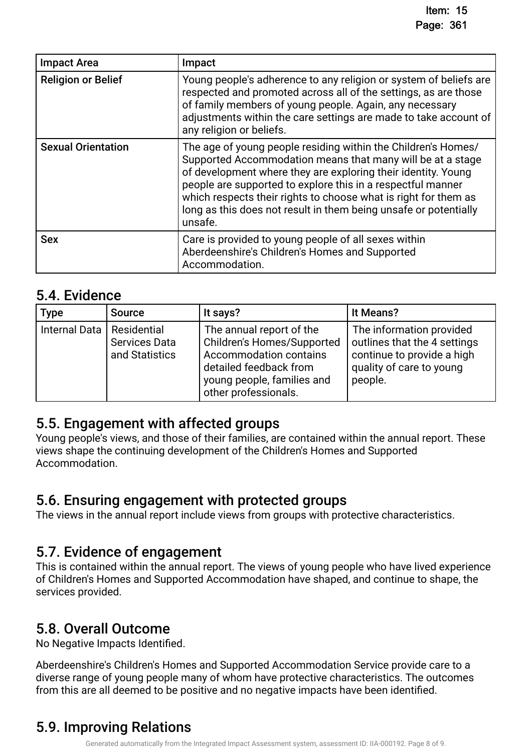| Impact Area | Impact |
| --- | --- |
| **Religion or Belief** | Young people's adherence to any religion or system of beliefs are respected and promoted across all of the settings, as are those of family members of young people. Again, any necessary adjustments within the care settings are made to take account of any religion or beliefs. |
| **Sexual Orientation** | The age of young people residing within the Children's Homes/ Supported Accommodation means that many will be at a stage of development where they are exploring their identity. Young people are supported to explore this in a respectful manner which respects their rights to choose what is right for them as long as this does not result in them being unsafe or potentially unsafe. |
| **Sex** | Care is provided to young people of all sexes within Aberdeenshire's Children's Homes and Supported Accommodation. |

## 5.4. Evidence

| Type | Source | It says? | It Means? |
| --- | --- | --- | --- |
| Internal Data | Residential Services Data and Statistics | The annual report of the Children's Homes/Supported Accommodation contains detailed feedback from young people, families and other professionals. | The information provided outlines that the 4 settings continue to provide a high quality of care to young people. |

## 5.5. Engagement with affected groups

Young people's views, and those of their families, are contained within the annual report. These views shape the continuing development of the Children's Homes and Supported Accommodation.

## 5.6. Ensuring engagement with protected groups

The views in the annual report include views from groups with protective characteristics.

## 5.7. Evidence of engagement

This is contained within the annual report. The views of young people who have lived experience of Children's Homes and Supported Accommodation have shaped, and continue to shape, the services provided.

## 5.8. Overall Outcome

No Negative Impacts Identified.

Aberdeenshire's Children's Homes and Supported Accommodation Service provide care to a diverse range of young people many of whom have protective characteristics. The outcomes from this are all deemed to be positive and no negative impacts have been identified.

## 5.9. Improving Relations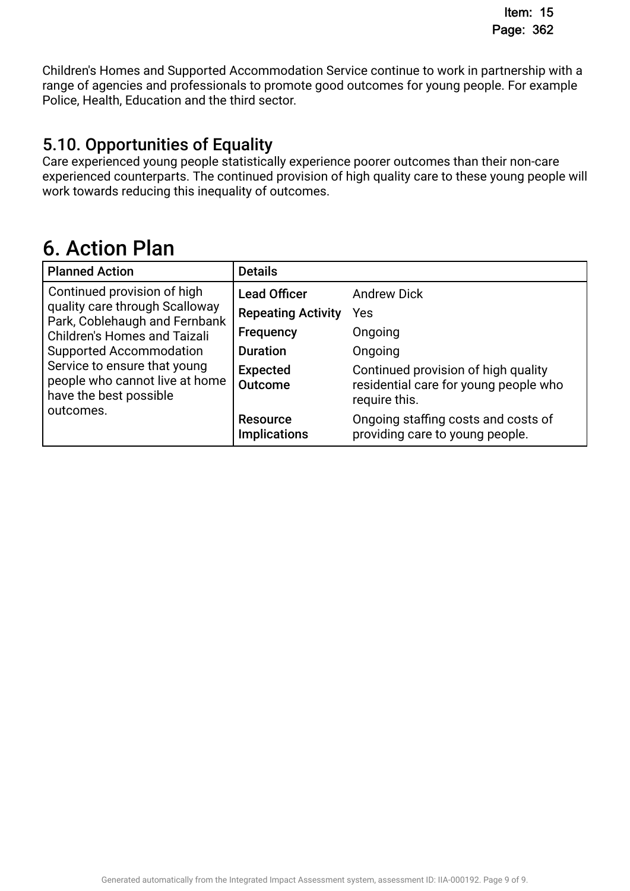Children's Homes and Supported Accommodation Service continue to work in partnership with a range of agencies and professionals to promote good outcomes for young people. For example Police, Health, Education and the third sector.

## 5.10. Opportunities of Equality

Care experienced young people statistically experience poorer outcomes than their non-care experienced counterparts. The continued provision of high quality care to these young people will work towards reducing this inequality of outcomes.

# 6. Action Plan

| Planned Action | Details | |
|---|---|---|
| Continued provision of high quality care through Scalloway Park, Coblehaugh and Fernbank Children's Homes and Taizali Supported Accommodation Service to ensure that young people who cannot live at home have the best possible outcomes. | **Lead Officer** | Andrew Dick |
| | **Repeating Activity** | Yes |
| | **Frequency** | Ongoing |
| | **Duration** | Ongoing |
| | **Expected Outcome** | Continued provision of high quality residential care for young people who require this. |
| | **Resource Implications** | Ongoing staffing costs and costs of providing care to young people. |